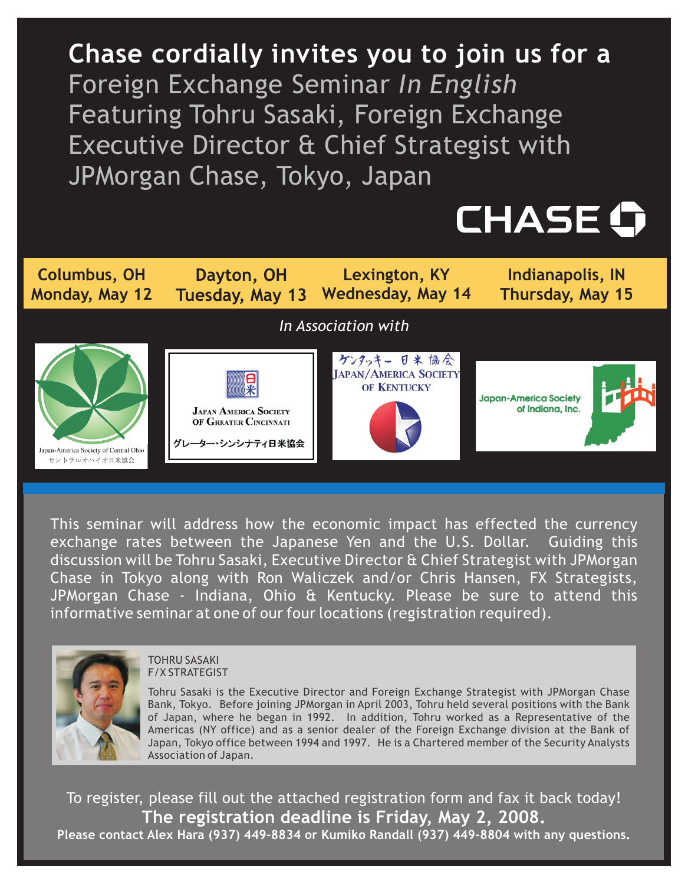# Chase cordially invites you to join us for a

## Foreign Exchange Seminar *In English* Featuring Tohru Sasaki, Foreign Exchange Executive Director & Chief Strategist with JPMorgan Chase, Tokyo, Japan

CHASE

| Columbus, OH | Dayton, OH | Lexington, KY | Indianapolis, IN |
|---|---|---|---|
| Monday, May 12 | Tuesday, May 13 | Wednesday, May 14 | Thursday, May 15 |

*In Association with*

Japan-America Society of Central Ohio
セントラルオハイオ日米協会

Japan America Society of Greater Cincinnati
グレーター・シンシナティ日米協会

ケンタッキー 日米協会
Japan/America Society of Kentucky

Japan-America Society of Indiana, Inc.

This seminar will address how the economic impact has effected the currency exchange rates between the Japanese Yen and the U.S. Dollar. Guiding this discussion will be Tohru Sasaki, Executive Director & Chief Strategist with JPMorgan Chase in Tokyo along with Ron Waliczek and/or Chris Hansen, FX Strategists, JPMorgan Chase - Indiana, Ohio & Kentucky. Please be sure to attend this informative seminar at one of our four locations (registration required).

TOHRU SASAKI
F/X STRATEGIST

Tohru Sasaki is the Executive Director and Foreign Exchange Strategist with JPMorgan Chase Bank, Tokyo. Before joining JPMorgan in April 2003, Tohru held several positions with the Bank of Japan, where he began in 1992. In addition, Tohru worked as a Representative of the Americas (NY office) and as a senior dealer of the Foreign Exchange division at the Bank of Japan, Tokyo office between 1994 and 1997. He is a Chartered member of the Security Analysts Association of Japan.

To register, please fill out the attached registration form and fax it back today!

**The registration deadline is Friday, May 2, 2008.**

**Please contact Alex Hara (937) 449-8834 or Kumiko Randall (937) 449-8804 with any questions.**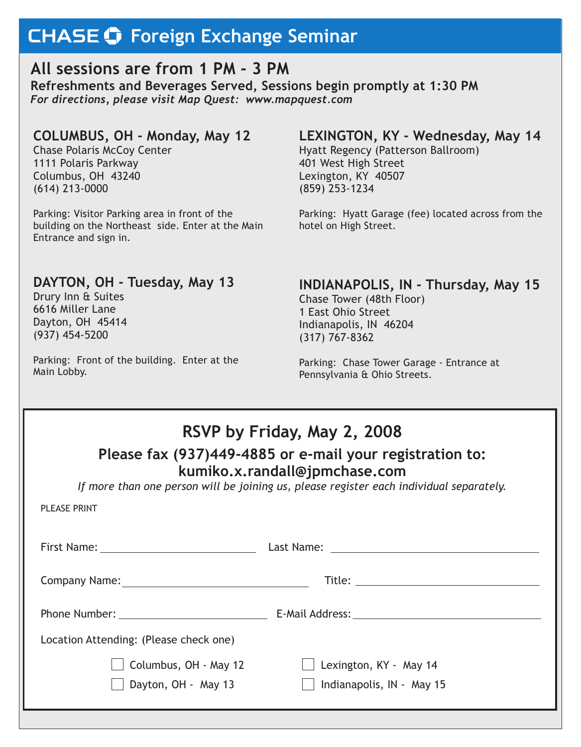# CHASE Foreign Exchange Seminar

## All sessions are from 1 PM - 3 PM

**Refreshments and Beverages Served, Sessions begin promptly at 1:30 PM**

***For directions, please visit Map Quest: www.mapquest.com***

### COLUMBUS, OH - Monday, May 12

Chase Polaris McCoy Center
1111 Polaris Parkway
Columbus, OH 43240
(614) 213-0000

Parking: Visitor Parking area in front of the building on the Northeast side. Enter at the Main Entrance and sign in.

### DAYTON, OH - Tuesday, May 13

Drury Inn & Suites
6616 Miller Lane
Dayton, OH 45414
(937) 454-5200

Parking: Front of the building. Enter at the Main Lobby.

### LEXINGTON, KY - Wednesday, May 14

Hyatt Regency (Patterson Ballroom)
401 West High Street
Lexington, KY 40507
(859) 253-1234

Parking: Hyatt Garage (fee) located across from the hotel on High Street.

### INDIANAPOLIS, IN - Thursday, May 15

Chase Tower (48th Floor)
1 East Ohio Street
Indianapolis, IN 46204
(317) 767-8362

Parking: Chase Tower Garage - Entrance at Pennsylvania & Ohio Streets.

## RSVP by Friday, May 2, 2008

### Please fax (937)449-4885 or e-mail your registration to: kumiko.x.randall@jpmchase.com

*If more than one person will be joining us, please register each individual separately.*

PLEASE PRINT

First Name: ______________________ Last Name: ______________________

Company Name: ______________________ Title: ______________________

Phone Number: ______________________ E-Mail Address: ______________________

Location Attending: (Please check one)

- ☐ Columbus, OH - May 12
- ☐ Dayton, OH - May 13
- ☐ Lexington, KY - May 14
- ☐ Indianapolis, IN - May 15